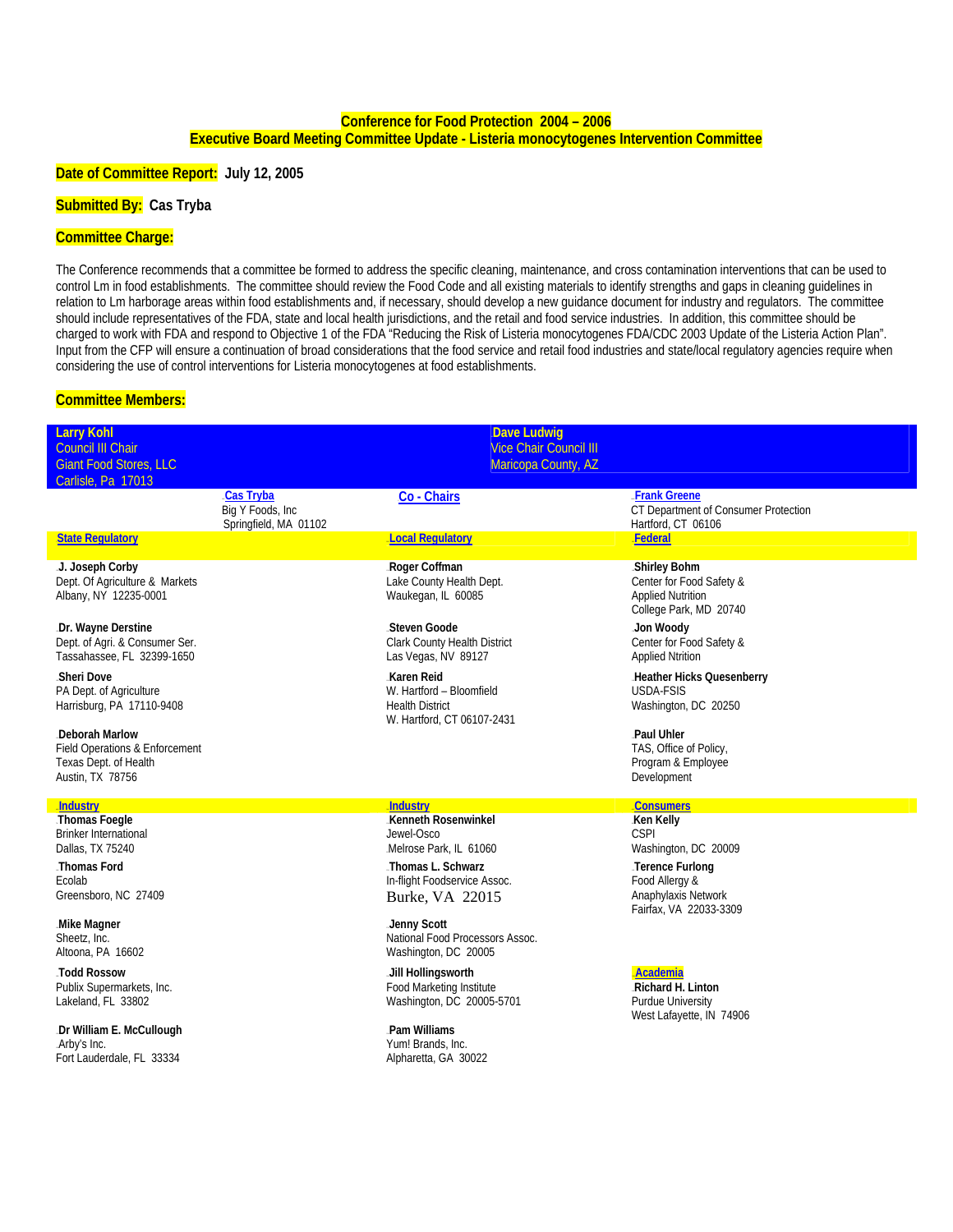## Conference for Food Protection 2004 – 2006
## Executive Board Meeting Committee Update - Listeria monocytogenes Intervention Committee

**Date of Committee Report:** **July 12, 2005**

**Submitted By:** **Cas Tryba**

**Committee Charge:**

The Conference recommends that a committee be formed to address the specific cleaning, maintenance, and cross contamination interventions that can be used to control Lm in food establishments. The committee should review the Food Code and all existing materials to identify strengths and gaps in cleaning guidelines in relation to Lm harborage areas within food establishments and, if necessary, should develop a new guidance document for industry and regulators. The committee should include representatives of the FDA, state and local health jurisdictions, and the retail and food service industries. In addition, this committee should be charged to work with FDA and respond to Objective 1 of the FDA "Reducing the Risk of Listeria monocytogenes FDA/CDC 2003 Update of the Listeria Action Plan". Input from the CFP will ensure a continuation of broad considerations that the food service and retail food industries and state/local regulatory agencies require when considering the use of control interventions for Listeria monocytogenes at food establishments.

**Committee Members:**

| | | |
|---|---|---|
| **Larry Kohl**<br>Council III Chair<br>Giant Food Stores, LLC<br>Carlisle, Pa 17013 | **Dave Ludwig**<br>Vice Chair Council III<br>Maricopa County, AZ | |
| **Cas Tryba**<br>Big Y Foods, Inc<br>Springfield, MA 01102 | **Co - Chairs** | **Frank Greene**<br>CT Department of Consumer Protection<br>Hartford, CT 06106 |
| **State Regulatory** | **Local Regulatory** | **Federal** |
| **J. Joseph Corby**<br>Dept. Of Agriculture & Markets<br>Albany, NY 12235-0001 | **Roger Coffman**<br>Lake County Health Dept.<br>Waukegan, IL 60085 | **Shirley Bohm**<br>Center for Food Safety &<br>Applied Nutrition<br>College Park, MD 20740 |
| **Dr. Wayne Derstine**<br>Dept. of Agri. & Consumer Ser.<br>Tassahassee, FL 32399-1650 | **Steven Goode**<br>Clark County Health District<br>Las Vegas, NV 89127 | **Jon Woody**<br>Center for Food Safety &<br>Applied Ntrition |
| **Sheri Dove**<br>PA Dept. of Agriculture<br>Harrisburg, PA 17110-9408 | **Karen Reid**<br>W. Hartford – Bloomfield<br>Health District<br>W. Hartford, CT 06107-2431 | **Heather Hicks Quesenberry**<br>USDA-FSIS<br>Washington, DC 20250 |
| **Deborah Marlow**<br>Field Operations & Enforcement<br>Texas Dept. of Health<br>Austin, TX 78756 | | **Paul Uhler**<br>TAS, Office of Policy,<br>Program & Employee<br>Development |
| **Industry** | **Industry** | **Consumers** |
| **Thomas Foegle**<br>Brinker International<br>Dallas, TX 75240 | **Kenneth Rosenwinkel**<br>Jewel-Osco<br>Melrose Park, IL 61060 | **Ken Kelly**<br>CSPI<br>Washington, DC 20009 |
| **Thomas Ford**<br>Ecolab<br>Greensboro, NC 27409 | **Thomas L. Schwarz**<br>In-flight Foodservice Assoc.<br>Burke, VA 22015 | **Terence Furlong**<br>Food Allergy &<br>Anaphylaxis Network<br>Fairfax, VA 22033-3309 |
| **Mike Magner**<br>Sheetz, Inc.<br>Altoona, PA 16602 | **Jenny Scott**<br>National Food Processors Assoc.<br>Washington, DC 20005 | |
| **Todd Rossow**<br>Publix Supermarkets, Inc.<br>Lakeland, FL 33802 | **Jill Hollingsworth**<br>Food Marketing Institute<br>Washington, DC 20005-5701 | **Academia**<br>**Richard H. Linton**<br>Purdue University<br>West Lafayette, IN 74906 |
| **Dr William E. McCullough**<br>Arby's Inc.<br>Fort Lauderdale, FL 33334 | **Pam Williams**<br>Yum! Brands, Inc.<br>Alpharetta, GA 30022 | |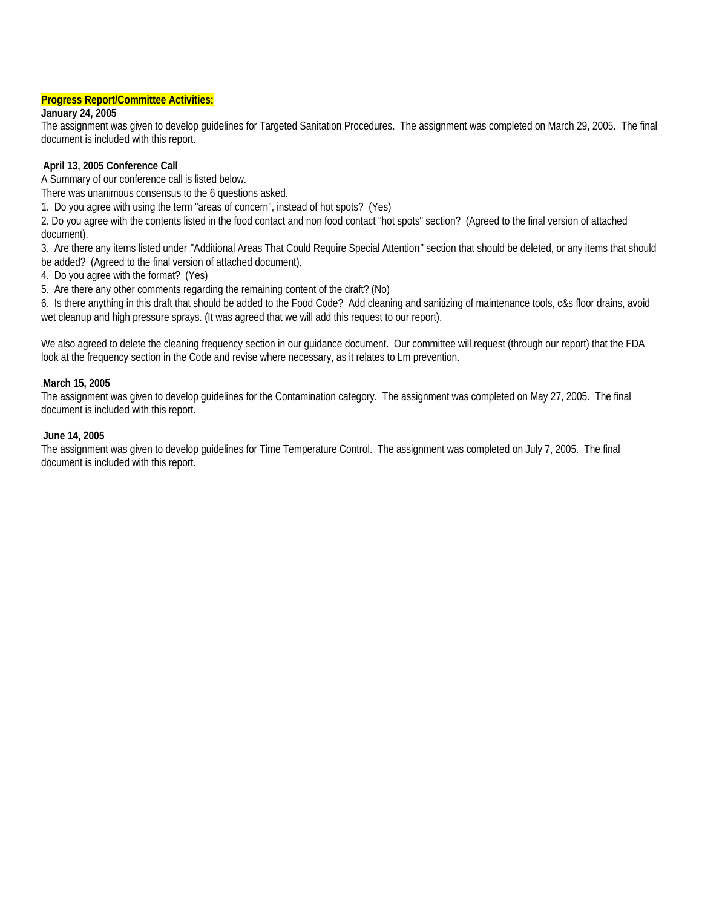**Progress Report/Committee Activities:**

**January 24, 2005**

The assignment was given to develop guidelines for Targeted Sanitation Procedures. The assignment was completed on March 29, 2005. The final document is included with this report.

**April 13, 2005 Conference Call**

A Summary of our conference call is listed below.

There was unanimous consensus to the 6 questions asked.

1. Do you agree with using the term "areas of concern", instead of hot spots? (Yes)
2. Do you agree with the contents listed in the food contact and non food contact "hot spots" section? (Agreed to the final version of attached document).
3. Are there any items listed under "Additional Areas That Could Require Special Attention" section that should be deleted, or any items that should be added? (Agreed to the final version of attached document).
4. Do you agree with the format? (Yes)
5. Are there any other comments regarding the remaining content of the draft? (No)
6. Is there anything in this draft that should be added to the Food Code? Add cleaning and sanitizing of maintenance tools, c&s floor drains, avoid wet cleanup and high pressure sprays. (It was agreed that we will add this request to our report).

We also agreed to delete the cleaning frequency section in our guidance document. Our committee will request (through our report) that the FDA look at the frequency section in the Code and revise where necessary, as it relates to Lm prevention.

**March 15, 2005**

The assignment was given to develop guidelines for the Contamination category. The assignment was completed on May 27, 2005. The final document is included with this report.

**June 14, 2005**

The assignment was given to develop guidelines for Time Temperature Control. The assignment was completed on July 7, 2005. The final document is included with this report.